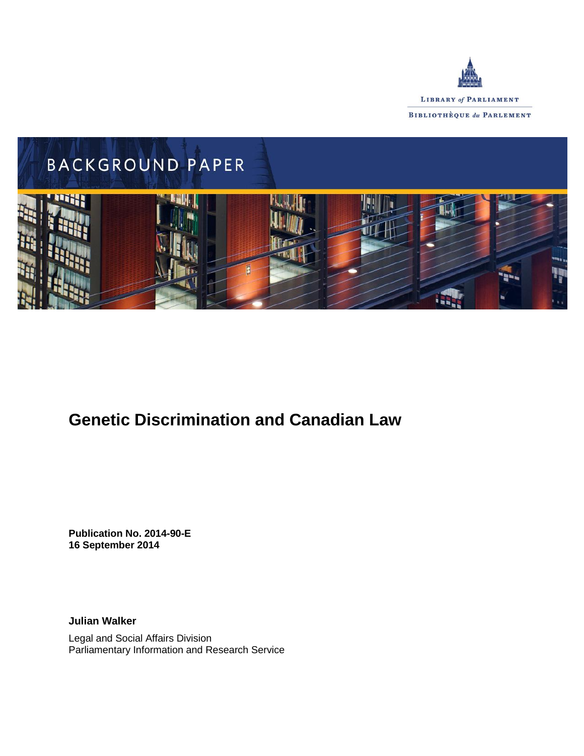LIBRARY *of* PARLIAMENT

BIBLIOTHÈQUE *du* PARLEMENT

BACKGROUND PAPER

# Genetic Discrimination and Canadian Law

**Publication No. 2014-90-E**
**16 September 2014**

**Julian Walker**

Legal and Social Affairs Division
Parliamentary Information and Research Service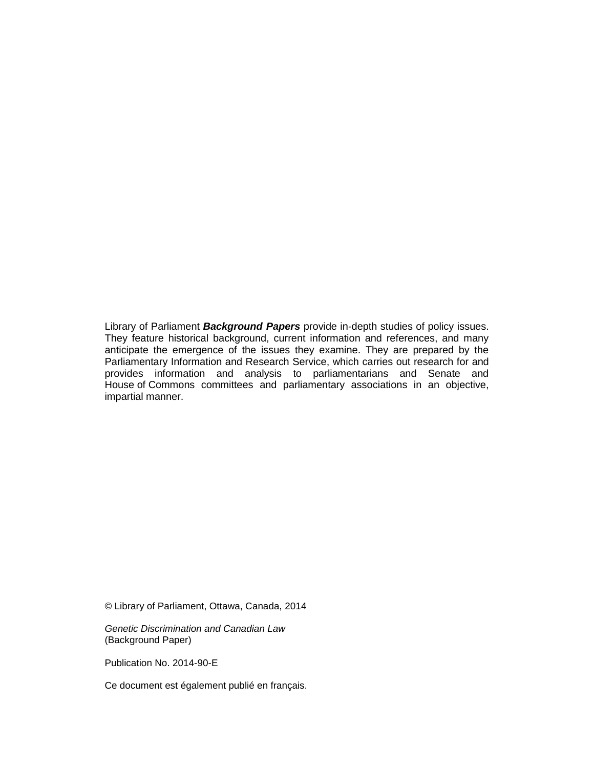Library of Parliament ***Background Papers*** provide in-depth studies of policy issues. They feature historical background, current information and references, and many anticipate the emergence of the issues they examine. They are prepared by the Parliamentary Information and Research Service, which carries out research for and provides information and analysis to parliamentarians and Senate and House of Commons committees and parliamentary associations in an objective, impartial manner.

© Library of Parliament, Ottawa, Canada, 2014

*Genetic Discrimination and Canadian Law*
(Background Paper)

Publication No. 2014-90-E

Ce document est également publié en français.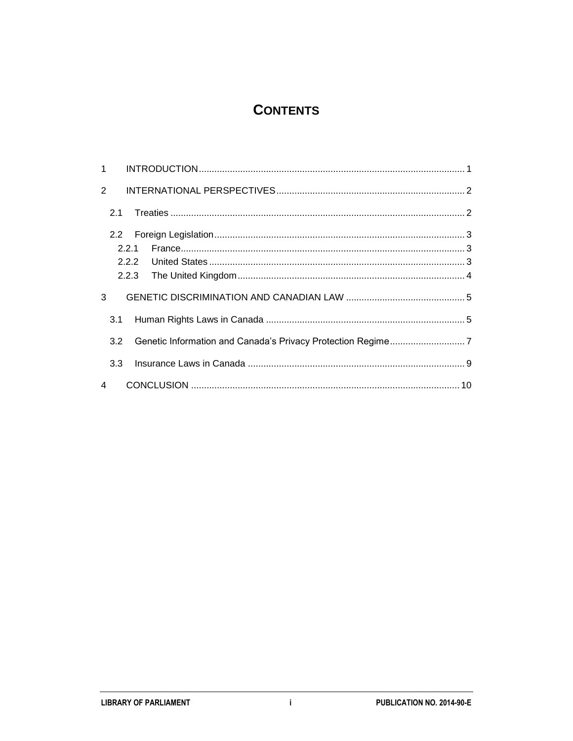# CONTENTS

1 INTRODUCTION ........................................................................................................ 1

2 INTERNATIONAL PERSPECTIVES .......................................................................... 2

2.1 Treaties ................................................................................................................. 2

2.2 Foreign Legislation ................................................................................................ 3

2.2.1 France ............................................................................................................. 3

2.2.2 United States .................................................................................................. 3

2.2.3 The United Kingdom ....................................................................................... 4

3 GENETIC DISCRIMINATION AND CANADIAN LAW .............................................. 5

3.1 Human Rights Laws in Canada ............................................................................ 5

3.2 Genetic Information and Canada's Privacy Protection Regime ............................. 7

3.3 Insurance Laws in Canada ................................................................................... 9

4 CONCLUSION ....................................................................................................... 10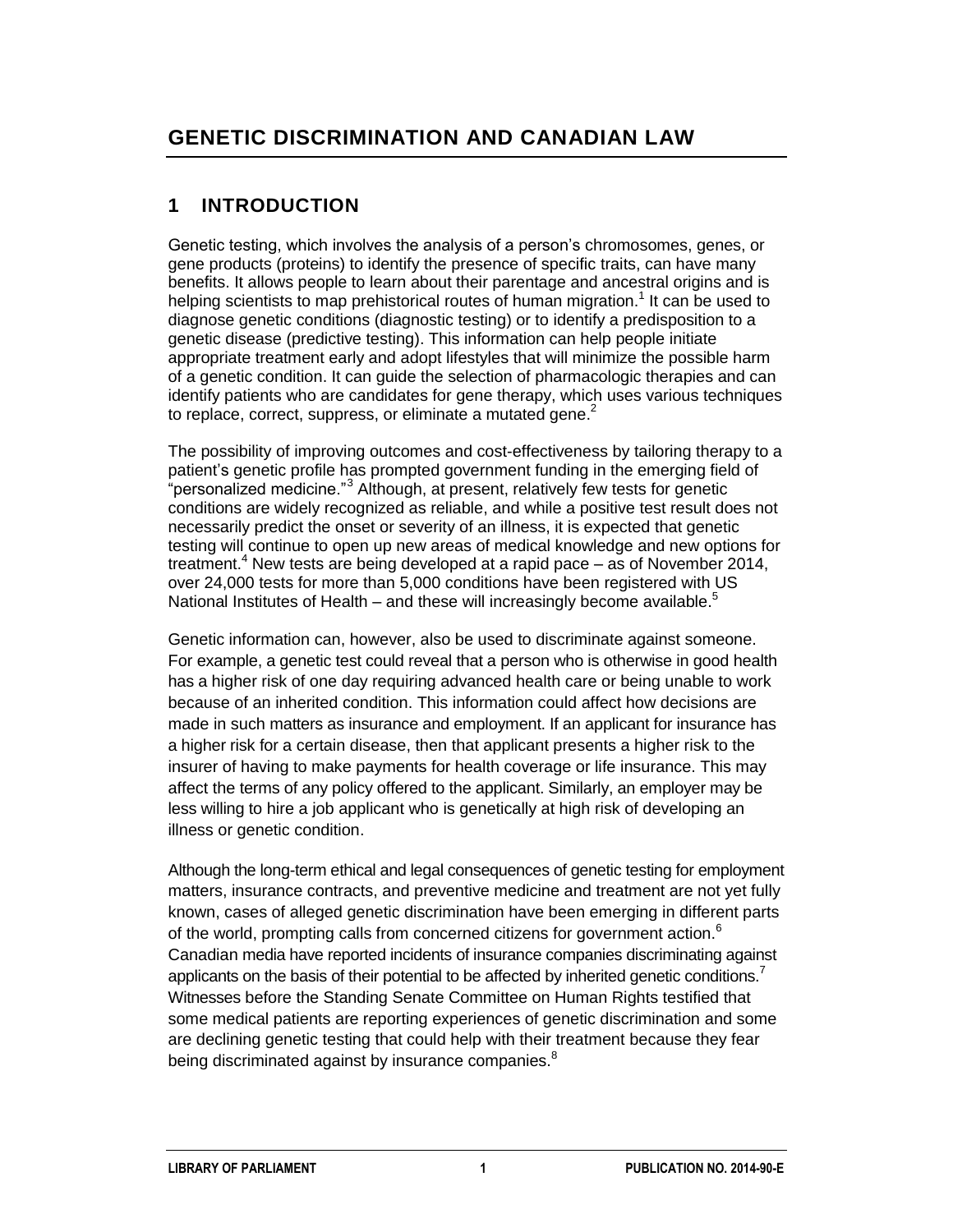# GENETIC DISCRIMINATION AND CANADIAN LAW

## 1 INTRODUCTION

Genetic testing, which involves the analysis of a person's chromosomes, genes, or gene products (proteins) to identify the presence of specific traits, can have many benefits. It allows people to learn about their parentage and ancestral origins and is helping scientists to map prehistorical routes of human migration.[1] It can be used to diagnose genetic conditions (diagnostic testing) or to identify a predisposition to a genetic disease (predictive testing). This information can help people initiate appropriate treatment early and adopt lifestyles that will minimize the possible harm of a genetic condition. It can guide the selection of pharmacologic therapies and can identify patients who are candidates for gene therapy, which uses various techniques to replace, correct, suppress, or eliminate a mutated gene.[2]

The possibility of improving outcomes and cost-effectiveness by tailoring therapy to a patient's genetic profile has prompted government funding in the emerging field of "personalized medicine."[3] Although, at present, relatively few tests for genetic conditions are widely recognized as reliable, and while a positive test result does not necessarily predict the onset or severity of an illness, it is expected that genetic testing will continue to open up new areas of medical knowledge and new options for treatment.[4] New tests are being developed at a rapid pace – as of November 2014, over 24,000 tests for more than 5,000 conditions have been registered with US National Institutes of Health – and these will increasingly become available.[5]

Genetic information can, however, also be used to discriminate against someone. For example, a genetic test could reveal that a person who is otherwise in good health has a higher risk of one day requiring advanced health care or being unable to work because of an inherited condition. This information could affect how decisions are made in such matters as insurance and employment. If an applicant for insurance has a higher risk for a certain disease, then that applicant presents a higher risk to the insurer of having to make payments for health coverage or life insurance. This may affect the terms of any policy offered to the applicant. Similarly, an employer may be less willing to hire a job applicant who is genetically at high risk of developing an illness or genetic condition.

Although the long-term ethical and legal consequences of genetic testing for employment matters, insurance contracts, and preventive medicine and treatment are not yet fully known, cases of alleged genetic discrimination have been emerging in different parts of the world, prompting calls from concerned citizens for government action.[6] Canadian media have reported incidents of insurance companies discriminating against applicants on the basis of their potential to be affected by inherited genetic conditions.[7] Witnesses before the Standing Senate Committee on Human Rights testified that some medical patients are reporting experiences of genetic discrimination and some are declining genetic testing that could help with their treatment because they fear being discriminated against by insurance companies.[8]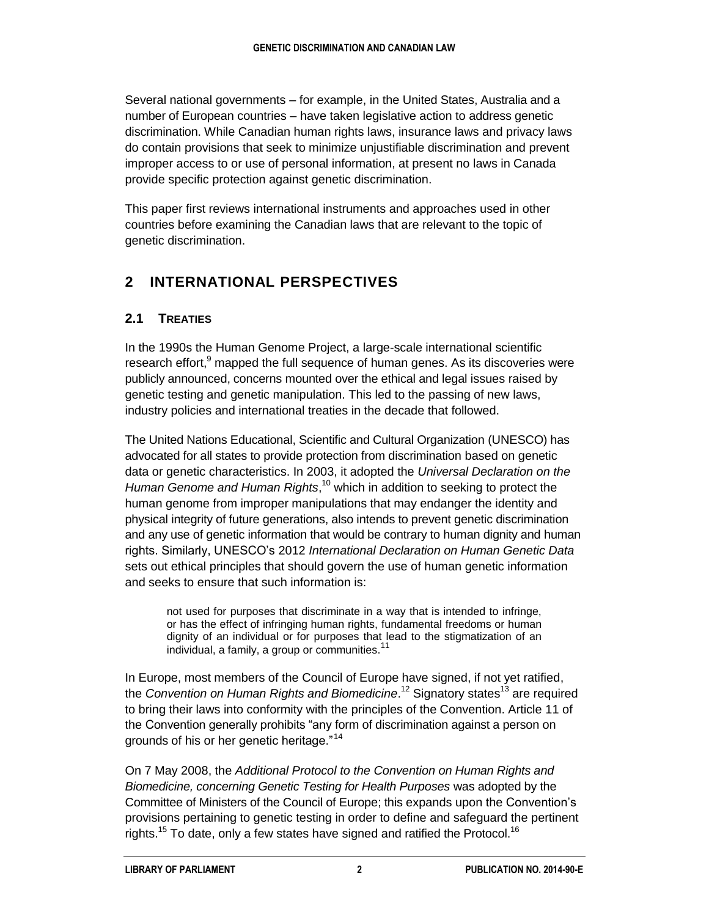Several national governments – for example, in the United States, Australia and a number of European countries – have taken legislative action to address genetic discrimination. While Canadian human rights laws, insurance laws and privacy laws do contain provisions that seek to minimize unjustifiable discrimination and prevent improper access to or use of personal information, at present no laws in Canada provide specific protection against genetic discrimination.

This paper first reviews international instruments and approaches used in other countries before examining the Canadian laws that are relevant to the topic of genetic discrimination.

## 2 INTERNATIONAL PERSPECTIVES

### 2.1 TREATIES

In the 1990s the Human Genome Project, a large-scale international scientific research effort,[9] mapped the full sequence of human genes. As its discoveries were publicly announced, concerns mounted over the ethical and legal issues raised by genetic testing and genetic manipulation. This led to the passing of new laws, industry policies and international treaties in the decade that followed.

The United Nations Educational, Scientific and Cultural Organization (UNESCO) has advocated for all states to provide protection from discrimination based on genetic data or genetic characteristics. In 2003, it adopted the *Universal Declaration on the Human Genome and Human Rights*,[10] which in addition to seeking to protect the human genome from improper manipulations that may endanger the identity and physical integrity of future generations, also intends to prevent genetic discrimination and any use of genetic information that would be contrary to human dignity and human rights. Similarly, UNESCO's 2012 *International Declaration on Human Genetic Data* sets out ethical principles that should govern the use of human genetic information and seeks to ensure that such information is:

> not used for purposes that discriminate in a way that is intended to infringe, or has the effect of infringing human rights, fundamental freedoms or human dignity of an individual or for purposes that lead to the stigmatization of an individual, a family, a group or communities.[11]

In Europe, most members of the Council of Europe have signed, if not yet ratified, the *Convention on Human Rights and Biomedicine*.[12] Signatory states[13] are required to bring their laws into conformity with the principles of the Convention. Article 11 of the Convention generally prohibits "any form of discrimination against a person on grounds of his or her genetic heritage."[14]

On 7 May 2008, the *Additional Protocol to the Convention on Human Rights and Biomedicine, concerning Genetic Testing for Health Purposes* was adopted by the Committee of Ministers of the Council of Europe; this expands upon the Convention's provisions pertaining to genetic testing in order to define and safeguard the pertinent rights.[15] To date, only a few states have signed and ratified the Protocol.[16]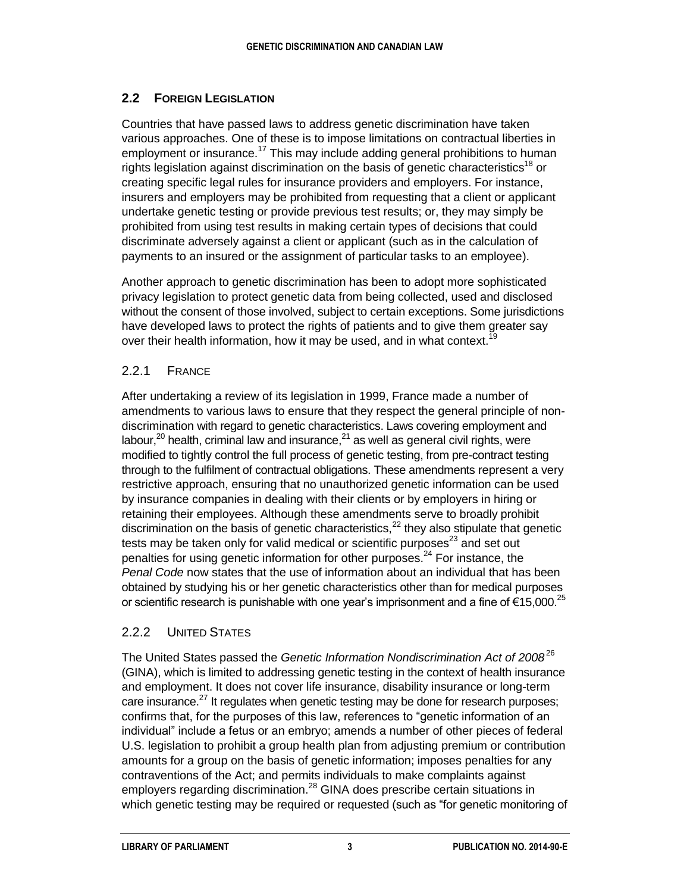## 2.2 Foreign Legislation

Countries that have passed laws to address genetic discrimination have taken various approaches. One of these is to impose limitations on contractual liberties in employment or insurance.[17] This may include adding general prohibitions to human rights legislation against discrimination on the basis of genetic characteristics[18] or creating specific legal rules for insurance providers and employers. For instance, insurers and employers may be prohibited from requesting that a client or applicant undertake genetic testing or provide previous test results; or, they may simply be prohibited from using test results in making certain types of decisions that could discriminate adversely against a client or applicant (such as in the calculation of payments to an insured or the assignment of particular tasks to an employee).

Another approach to genetic discrimination has been to adopt more sophisticated privacy legislation to protect genetic data from being collected, used and disclosed without the consent of those involved, subject to certain exceptions. Some jurisdictions have developed laws to protect the rights of patients and to give them greater say over their health information, how it may be used, and in what context.[19]

### 2.2.1 France

After undertaking a review of its legislation in 1999, France made a number of amendments to various laws to ensure that they respect the general principle of non-discrimination with regard to genetic characteristics. Laws covering employment and labour,[20] health, criminal law and insurance,[21] as well as general civil rights, were modified to tightly control the full process of genetic testing, from pre-contract testing through to the fulfilment of contractual obligations. These amendments represent a very restrictive approach, ensuring that no unauthorized genetic information can be used by insurance companies in dealing with their clients or by employers in hiring or retaining their employees. Although these amendments serve to broadly prohibit discrimination on the basis of genetic characteristics,[22] they also stipulate that genetic tests may be taken only for valid medical or scientific purposes[23] and set out penalties for using genetic information for other purposes.[24] For instance, the *Penal Code* now states that the use of information about an individual that has been obtained by studying his or her genetic characteristics other than for medical purposes or scientific research is punishable with one year's imprisonment and a fine of €15,000.[25]

### 2.2.2 United States

The United States passed the *Genetic Information Nondiscrimination Act of 2008*[26] (GINA), which is limited to addressing genetic testing in the context of health insurance and employment. It does not cover life insurance, disability insurance or long-term care insurance.[27] It regulates when genetic testing may be done for research purposes; confirms that, for the purposes of this law, references to "genetic information of an individual" include a fetus or an embryo; amends a number of other pieces of federal U.S. legislation to prohibit a group health plan from adjusting premium or contribution amounts for a group on the basis of genetic information; imposes penalties for any contraventions of the Act; and permits individuals to make complaints against employers regarding discrimination.[28] GINA does prescribe certain situations in which genetic testing may be required or requested (such as "for genetic monitoring of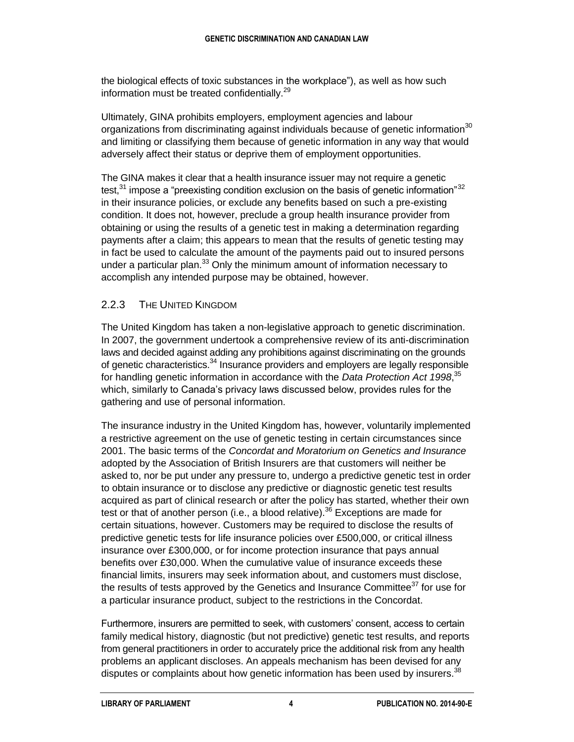the biological effects of toxic substances in the workplace"), as well as how such information must be treated confidentially.[29]

Ultimately, GINA prohibits employers, employment agencies and labour organizations from discriminating against individuals because of genetic information[30] and limiting or classifying them because of genetic information in any way that would adversely affect their status or deprive them of employment opportunities.

The GINA makes it clear that a health insurance issuer may not require a genetic test,[31] impose a "preexisting condition exclusion on the basis of genetic information"[32] in their insurance policies, or exclude any benefits based on such a pre-existing condition. It does not, however, preclude a group health insurance provider from obtaining or using the results of a genetic test in making a determination regarding payments after a claim; this appears to mean that the results of genetic testing may in fact be used to calculate the amount of the payments paid out to insured persons under a particular plan.[33] Only the minimum amount of information necessary to accomplish any intended purpose may be obtained, however.

### 2.2.3 The United Kingdom

The United Kingdom has taken a non-legislative approach to genetic discrimination. In 2007, the government undertook a comprehensive review of its anti-discrimination laws and decided against adding any prohibitions against discriminating on the grounds of genetic characteristics.[34] Insurance providers and employers are legally responsible for handling genetic information in accordance with the *Data Protection Act 1998*,[35] which, similarly to Canada's privacy laws discussed below, provides rules for the gathering and use of personal information.

The insurance industry in the United Kingdom has, however, voluntarily implemented a restrictive agreement on the use of genetic testing in certain circumstances since 2001. The basic terms of the *Concordat and Moratorium on Genetics and Insurance* adopted by the Association of British Insurers are that customers will neither be asked to, nor be put under any pressure to, undergo a predictive genetic test in order to obtain insurance or to disclose any predictive or diagnostic genetic test results acquired as part of clinical research or after the policy has started, whether their own test or that of another person (i.e., a blood relative).[36] Exceptions are made for certain situations, however. Customers may be required to disclose the results of predictive genetic tests for life insurance policies over £500,000, or critical illness insurance over £300,000, or for income protection insurance that pays annual benefits over £30,000. When the cumulative value of insurance exceeds these financial limits, insurers may seek information about, and customers must disclose, the results of tests approved by the Genetics and Insurance Committee[37] for use for a particular insurance product, subject to the restrictions in the Concordat.

Furthermore, insurers are permitted to seek, with customers' consent, access to certain family medical history, diagnostic (but not predictive) genetic test results, and reports from general practitioners in order to accurately price the additional risk from any health problems an applicant discloses. An appeals mechanism has been devised for any disputes or complaints about how genetic information has been used by insurers.[38]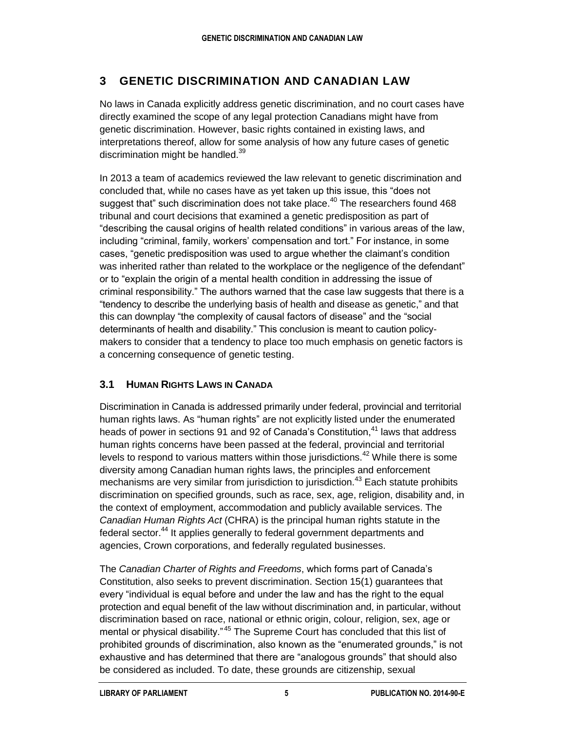# 3 GENETIC DISCRIMINATION AND CANADIAN LAW

No laws in Canada explicitly address genetic discrimination, and no court cases have directly examined the scope of any legal protection Canadians might have from genetic discrimination. However, basic rights contained in existing laws, and interpretations thereof, allow for some analysis of how any future cases of genetic discrimination might be handled.[39]

In 2013 a team of academics reviewed the law relevant to genetic discrimination and concluded that, while no cases have as yet taken up this issue, this "does not suggest that" such discrimination does not take place.[40] The researchers found 468 tribunal and court decisions that examined a genetic predisposition as part of "describing the causal origins of health related conditions" in various areas of the law, including "criminal, family, workers' compensation and tort." For instance, in some cases, "genetic predisposition was used to argue whether the claimant's condition was inherited rather than related to the workplace or the negligence of the defendant" or to "explain the origin of a mental health condition in addressing the issue of criminal responsibility." The authors warned that the case law suggests that there is a "tendency to describe the underlying basis of health and disease as genetic," and that this can downplay "the complexity of causal factors of disease" and the "social determinants of health and disability." This conclusion is meant to caution policy-makers to consider that a tendency to place too much emphasis on genetic factors is a concerning consequence of genetic testing.

## 3.1 HUMAN RIGHTS LAWS IN CANADA

Discrimination in Canada is addressed primarily under federal, provincial and territorial human rights laws. As "human rights" are not explicitly listed under the enumerated heads of power in sections 91 and 92 of Canada's Constitution,[41] laws that address human rights concerns have been passed at the federal, provincial and territorial levels to respond to various matters within those jurisdictions.[42] While there is some diversity among Canadian human rights laws, the principles and enforcement mechanisms are very similar from jurisdiction to jurisdiction.[43] Each statute prohibits discrimination on specified grounds, such as race, sex, age, religion, disability and, in the context of employment, accommodation and publicly available services. The *Canadian Human Rights Act* (CHRA) is the principal human rights statute in the federal sector.[44] It applies generally to federal government departments and agencies, Crown corporations, and federally regulated businesses.

The *Canadian Charter of Rights and Freedoms*, which forms part of Canada's Constitution, also seeks to prevent discrimination. Section 15(1) guarantees that every "individual is equal before and under the law and has the right to the equal protection and equal benefit of the law without discrimination and, in particular, without discrimination based on race, national or ethnic origin, colour, religion, sex, age or mental or physical disability."[45] The Supreme Court has concluded that this list of prohibited grounds of discrimination, also known as the "enumerated grounds," is not exhaustive and has determined that there are "analogous grounds" that should also be considered as included. To date, these grounds are citizenship, sexual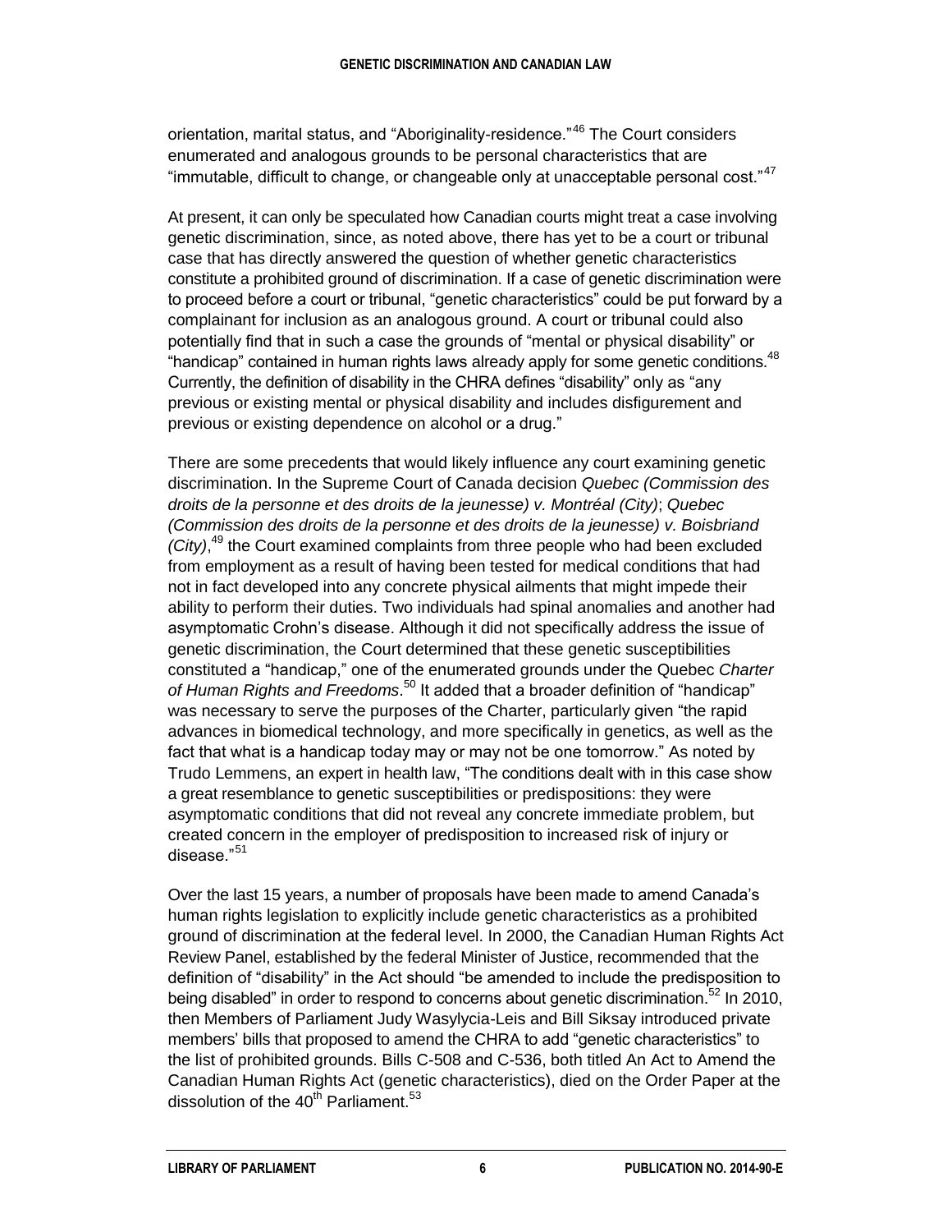orientation, marital status, and "Aboriginality-residence."[46] The Court considers enumerated and analogous grounds to be personal characteristics that are "immutable, difficult to change, or changeable only at unacceptable personal cost."[47]

At present, it can only be speculated how Canadian courts might treat a case involving genetic discrimination, since, as noted above, there has yet to be a court or tribunal case that has directly answered the question of whether genetic characteristics constitute a prohibited ground of discrimination. If a case of genetic discrimination were to proceed before a court or tribunal, "genetic characteristics" could be put forward by a complainant for inclusion as an analogous ground. A court or tribunal could also potentially find that in such a case the grounds of "mental or physical disability" or "handicap" contained in human rights laws already apply for some genetic conditions.[48] Currently, the definition of disability in the CHRA defines "disability" only as "any previous or existing mental or physical disability and includes disfigurement and previous or existing dependence on alcohol or a drug."

There are some precedents that would likely influence any court examining genetic discrimination. In the Supreme Court of Canada decision *Quebec (Commission des droits de la personne et des droits de la jeunesse) v. Montréal (City)*; *Quebec (Commission des droits de la personne et des droits de la jeunesse) v. Boisbriand (City)*,[49] the Court examined complaints from three people who had been excluded from employment as a result of having been tested for medical conditions that had not in fact developed into any concrete physical ailments that might impede their ability to perform their duties. Two individuals had spinal anomalies and another had asymptomatic Crohn's disease. Although it did not specifically address the issue of genetic discrimination, the Court determined that these genetic susceptibilities constituted a "handicap," one of the enumerated grounds under the Quebec *Charter of Human Rights and Freedoms*.[50] It added that a broader definition of "handicap" was necessary to serve the purposes of the Charter, particularly given "the rapid advances in biomedical technology, and more specifically in genetics, as well as the fact that what is a handicap today may or may not be one tomorrow." As noted by Trudo Lemmens, an expert in health law, "The conditions dealt with in this case show a great resemblance to genetic susceptibilities or predispositions: they were asymptomatic conditions that did not reveal any concrete immediate problem, but created concern in the employer of predisposition to increased risk of injury or disease."[51]

Over the last 15 years, a number of proposals have been made to amend Canada's human rights legislation to explicitly include genetic characteristics as a prohibited ground of discrimination at the federal level. In 2000, the Canadian Human Rights Act Review Panel, established by the federal Minister of Justice, recommended that the definition of "disability" in the Act should "be amended to include the predisposition to being disabled" in order to respond to concerns about genetic discrimination.[52] In 2010, then Members of Parliament Judy Wasylycia-Leis and Bill Siksay introduced private members' bills that proposed to amend the CHRA to add "genetic characteristics" to the list of prohibited grounds. Bills C-508 and C-536, both titled An Act to Amend the Canadian Human Rights Act (genetic characteristics), died on the Order Paper at the dissolution of the 40th Parliament.[53]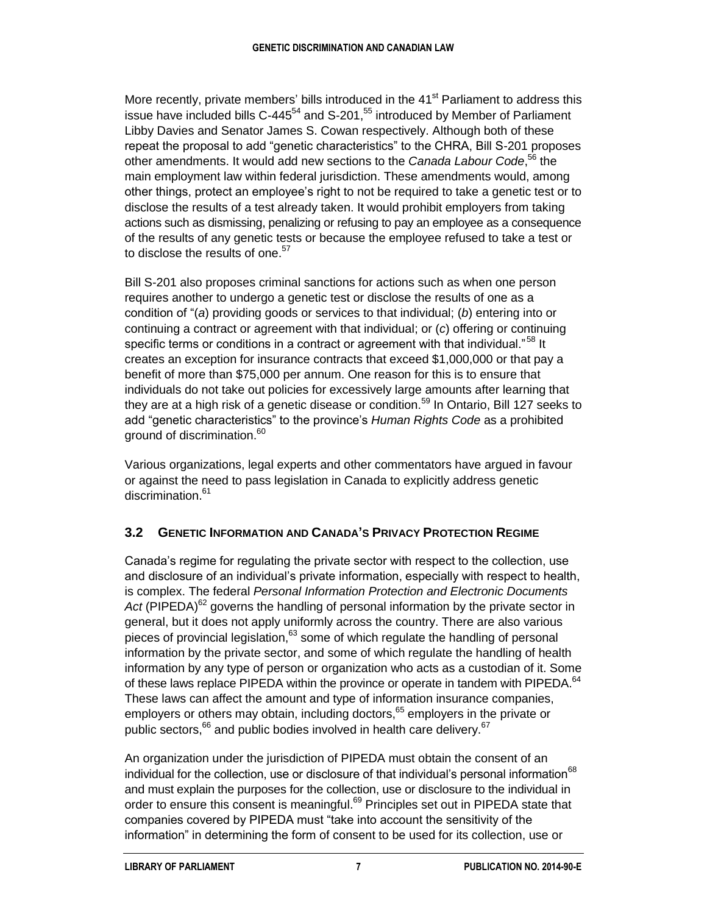More recently, private members' bills introduced in the 41st Parliament to address this issue have included bills C-445[54] and S-201,[55] introduced by Member of Parliament Libby Davies and Senator James S. Cowan respectively. Although both of these repeat the proposal to add "genetic characteristics" to the CHRA, Bill S-201 proposes other amendments. It would add new sections to the *Canada Labour Code*,[56] the main employment law within federal jurisdiction. These amendments would, among other things, protect an employee's right to not be required to take a genetic test or to disclose the results of a test already taken. It would prohibit employers from taking actions such as dismissing, penalizing or refusing to pay an employee as a consequence of the results of any genetic tests or because the employee refused to take a test or to disclose the results of one.[57]

Bill S-201 also proposes criminal sanctions for actions such as when one person requires another to undergo a genetic test or disclose the results of one as a condition of "(*a*) providing goods or services to that individual; (*b*) entering into or continuing a contract or agreement with that individual; or (*c*) offering or continuing specific terms or conditions in a contract or agreement with that individual."[58] It creates an exception for insurance contracts that exceed $1,000,000 or that pay a benefit of more than $75,000 per annum. One reason for this is to ensure that individuals do not take out policies for excessively large amounts after learning that they are at a high risk of a genetic disease or condition.[59] In Ontario, Bill 127 seeks to add "genetic characteristics" to the province's *Human Rights Code* as a prohibited ground of discrimination.[60]

Various organizations, legal experts and other commentators have argued in favour or against the need to pass legislation in Canada to explicitly address genetic discrimination.[61]

## 3.2 Genetic Information and Canada's Privacy Protection Regime

Canada's regime for regulating the private sector with respect to the collection, use and disclosure of an individual's private information, especially with respect to health, is complex. The federal *Personal Information Protection and Electronic Documents Act* (PIPEDA)[62] governs the handling of personal information by the private sector in general, but it does not apply uniformly across the country. There are also various pieces of provincial legislation,[63] some of which regulate the handling of personal information by the private sector, and some of which regulate the handling of health information by any type of person or organization who acts as a custodian of it. Some of these laws replace PIPEDA within the province or operate in tandem with PIPEDA.[64] These laws can affect the amount and type of information insurance companies, employers or others may obtain, including doctors,[65] employers in the private or public sectors,[66] and public bodies involved in health care delivery.[67]

An organization under the jurisdiction of PIPEDA must obtain the consent of an individual for the collection, use or disclosure of that individual's personal information[68] and must explain the purposes for the collection, use or disclosure to the individual in order to ensure this consent is meaningful.[69] Principles set out in PIPEDA state that companies covered by PIPEDA must "take into account the sensitivity of the information" in determining the form of consent to be used for its collection, use or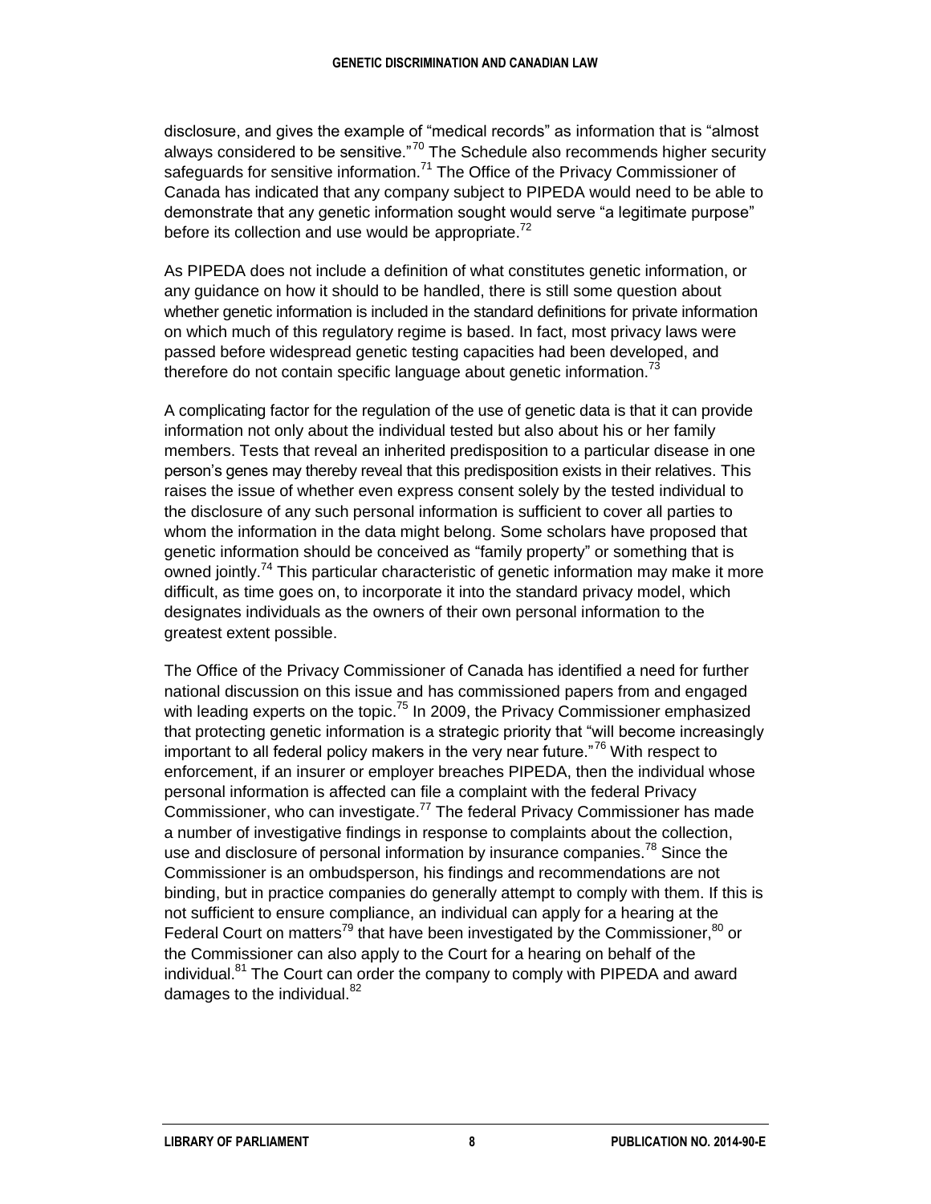disclosure, and gives the example of "medical records" as information that is "almost always considered to be sensitive."[70] The Schedule also recommends higher security safeguards for sensitive information.[71] The Office of the Privacy Commissioner of Canada has indicated that any company subject to PIPEDA would need to be able to demonstrate that any genetic information sought would serve "a legitimate purpose" before its collection and use would be appropriate.[72]

As PIPEDA does not include a definition of what constitutes genetic information, or any guidance on how it should to be handled, there is still some question about whether genetic information is included in the standard definitions for private information on which much of this regulatory regime is based. In fact, most privacy laws were passed before widespread genetic testing capacities had been developed, and therefore do not contain specific language about genetic information.[73]

A complicating factor for the regulation of the use of genetic data is that it can provide information not only about the individual tested but also about his or her family members. Tests that reveal an inherited predisposition to a particular disease in one person's genes may thereby reveal that this predisposition exists in their relatives. This raises the issue of whether even express consent solely by the tested individual to the disclosure of any such personal information is sufficient to cover all parties to whom the information in the data might belong. Some scholars have proposed that genetic information should be conceived as "family property" or something that is owned jointly.[74] This particular characteristic of genetic information may make it more difficult, as time goes on, to incorporate it into the standard privacy model, which designates individuals as the owners of their own personal information to the greatest extent possible.

The Office of the Privacy Commissioner of Canada has identified a need for further national discussion on this issue and has commissioned papers from and engaged with leading experts on the topic.[75] In 2009, the Privacy Commissioner emphasized that protecting genetic information is a strategic priority that "will become increasingly important to all federal policy makers in the very near future."[76] With respect to enforcement, if an insurer or employer breaches PIPEDA, then the individual whose personal information is affected can file a complaint with the federal Privacy Commissioner, who can investigate.[77] The federal Privacy Commissioner has made a number of investigative findings in response to complaints about the collection, use and disclosure of personal information by insurance companies.[78] Since the Commissioner is an ombudsperson, his findings and recommendations are not binding, but in practice companies do generally attempt to comply with them. If this is not sufficient to ensure compliance, an individual can apply for a hearing at the Federal Court on matters[79] that have been investigated by the Commissioner,[80] or the Commissioner can also apply to the Court for a hearing on behalf of the individual.[81] The Court can order the company to comply with PIPEDA and award damages to the individual.[82]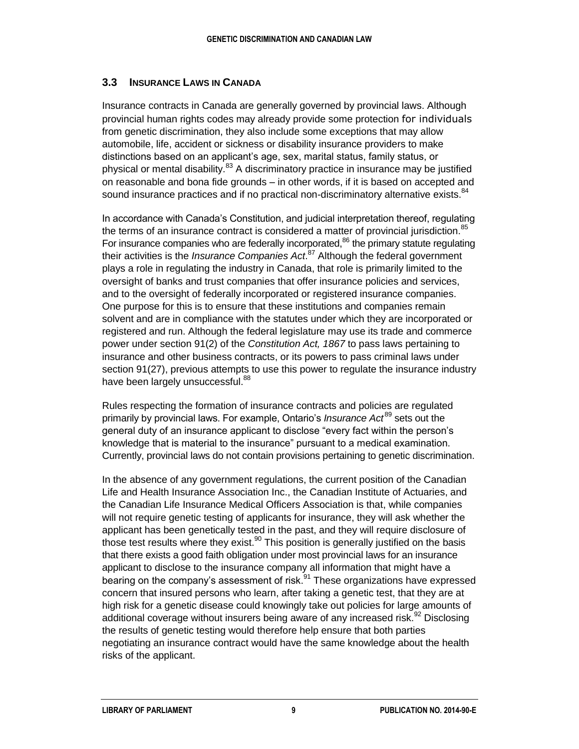### 3.3 Insurance Laws in Canada

Insurance contracts in Canada are generally governed by provincial laws. Although provincial human rights codes may already provide some protection for individuals from genetic discrimination, they also include some exceptions that may allow automobile, life, accident or sickness or disability insurance providers to make distinctions based on an applicant's age, sex, marital status, family status, or physical or mental disability.[83] A discriminatory practice in insurance may be justified on reasonable and bona fide grounds – in other words, if it is based on accepted and sound insurance practices and if no practical non-discriminatory alternative exists.[84]

In accordance with Canada's Constitution, and judicial interpretation thereof, regulating the terms of an insurance contract is considered a matter of provincial jurisdiction.[85] For insurance companies who are federally incorporated,[86] the primary statute regulating their activities is the *Insurance Companies Act*.[87] Although the federal government plays a role in regulating the industry in Canada, that role is primarily limited to the oversight of banks and trust companies that offer insurance policies and services, and to the oversight of federally incorporated or registered insurance companies. One purpose for this is to ensure that these institutions and companies remain solvent and are in compliance with the statutes under which they are incorporated or registered and run. Although the federal legislature may use its trade and commerce power under section 91(2) of the *Constitution Act, 1867* to pass laws pertaining to insurance and other business contracts, or its powers to pass criminal laws under section 91(27), previous attempts to use this power to regulate the insurance industry have been largely unsuccessful.[88]

Rules respecting the formation of insurance contracts and policies are regulated primarily by provincial laws. For example, Ontario's *Insurance Act*[89] sets out the general duty of an insurance applicant to disclose "every fact within the person's knowledge that is material to the insurance" pursuant to a medical examination. Currently, provincial laws do not contain provisions pertaining to genetic discrimination.

In the absence of any government regulations, the current position of the Canadian Life and Health Insurance Association Inc., the Canadian Institute of Actuaries, and the Canadian Life Insurance Medical Officers Association is that, while companies will not require genetic testing of applicants for insurance, they will ask whether the applicant has been genetically tested in the past, and they will require disclosure of those test results where they exist.[90] This position is generally justified on the basis that there exists a good faith obligation under most provincial laws for an insurance applicant to disclose to the insurance company all information that might have a bearing on the company's assessment of risk.[91] These organizations have expressed concern that insured persons who learn, after taking a genetic test, that they are at high risk for a genetic disease could knowingly take out policies for large amounts of additional coverage without insurers being aware of any increased risk.[92] Disclosing the results of genetic testing would therefore help ensure that both parties negotiating an insurance contract would have the same knowledge about the health risks of the applicant.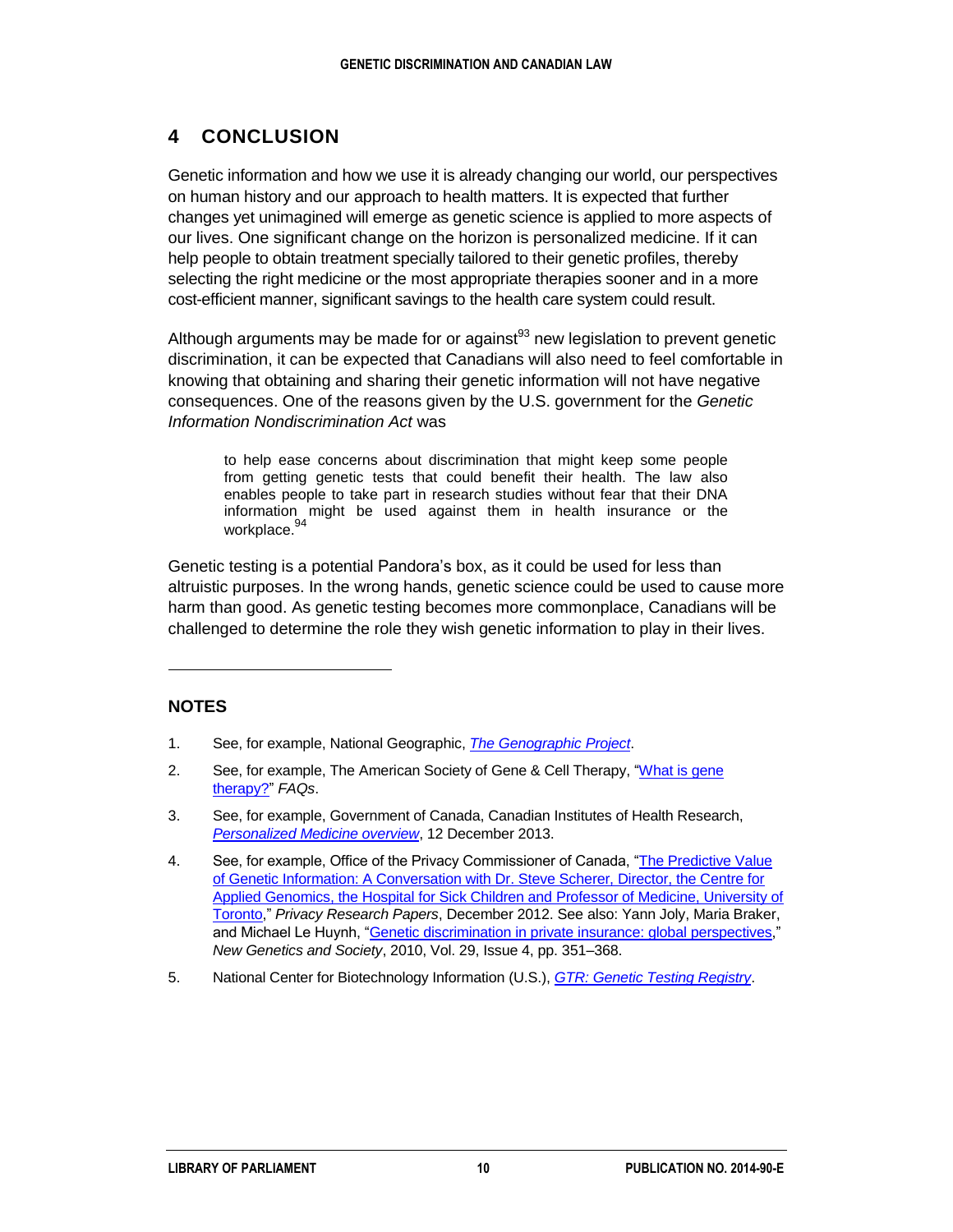## 4 CONCLUSION

Genetic information and how we use it is already changing our world, our perspectives on human history and our approach to health matters. It is expected that further changes yet unimagined will emerge as genetic science is applied to more aspects of our lives. One significant change on the horizon is personalized medicine. If it can help people to obtain treatment specially tailored to their genetic profiles, thereby selecting the right medicine or the most appropriate therapies sooner and in a more cost-efficient manner, significant savings to the health care system could result.

Although arguments may be made for or against[93] new legislation to prevent genetic discrimination, it can be expected that Canadians will also need to feel comfortable in knowing that obtaining and sharing their genetic information will not have negative consequences. One of the reasons given by the U.S. government for the *Genetic Information Nondiscrimination Act* was

> to help ease concerns about discrimination that might keep some people from getting genetic tests that could benefit their health. The law also enables people to take part in research studies without fear that their DNA information might be used against them in health insurance or the workplace.[94]

Genetic testing is a potential Pandora's box, as it could be used for less than altruistic purposes. In the wrong hands, genetic science could be used to cause more harm than good. As genetic testing becomes more commonplace, Canadians will be challenged to determine the role they wish genetic information to play in their lives.

---

### NOTES

1. See, for example, National Geographic, *The Genographic Project*.
2. See, for example, The American Society of Gene & Cell Therapy, "What is gene therapy?" *FAQs*.
3. See, for example, Government of Canada, Canadian Institutes of Health Research, *Personalized Medicine overview*, 12 December 2013.
4. See, for example, Office of the Privacy Commissioner of Canada, "The Predictive Value of Genetic Information: A Conversation with Dr. Steve Scherer, Director, the Centre for Applied Genomics, the Hospital for Sick Children and Professor of Medicine, University of Toronto," *Privacy Research Papers*, December 2012. See also: Yann Joly, Maria Braker, and Michael Le Huynh, "Genetic discrimination in private insurance: global perspectives," *New Genetics and Society*, 2010, Vol. 29, Issue 4, pp. 351–368.
5. National Center for Biotechnology Information (U.S.), *GTR: Genetic Testing Registry*.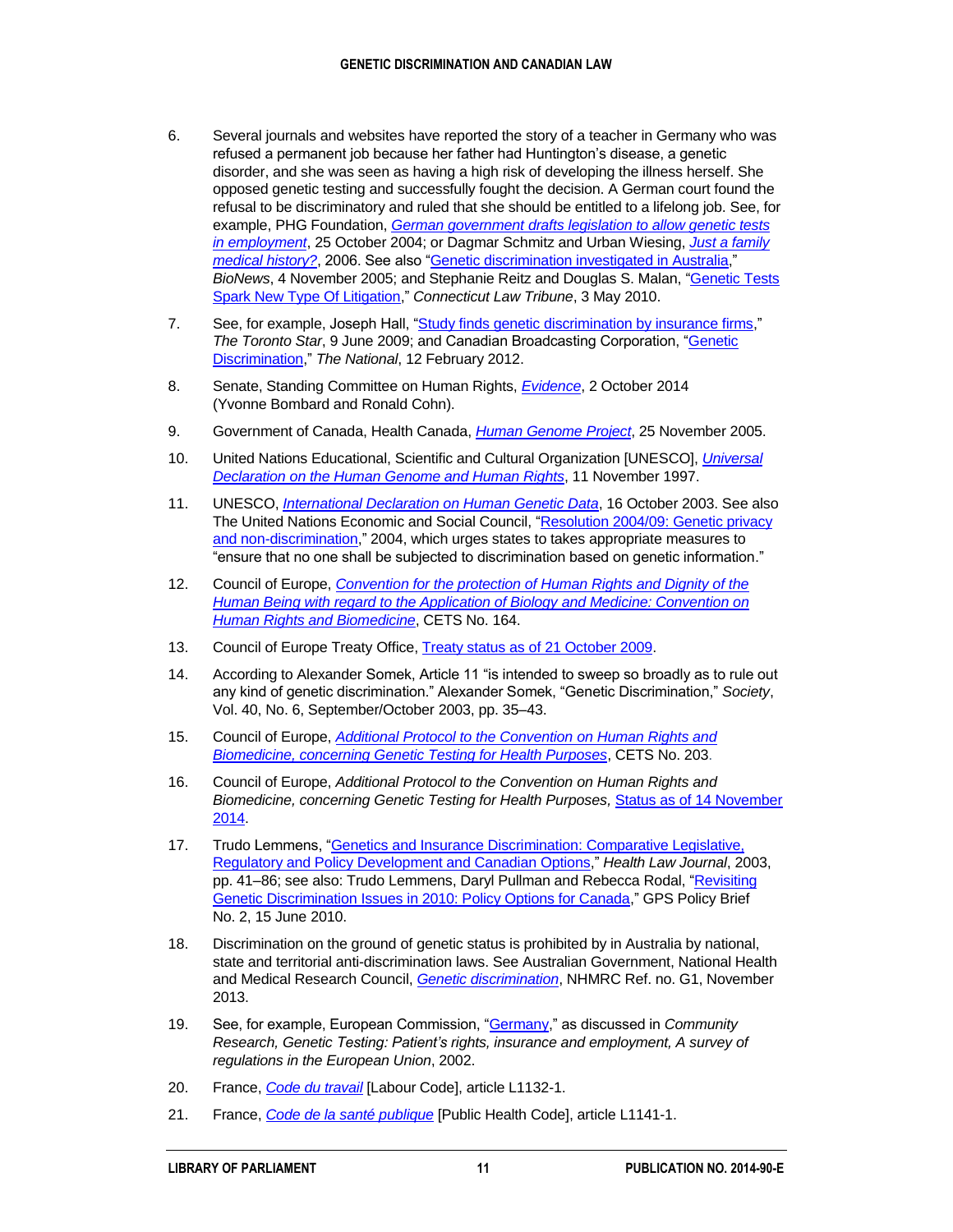6. Several journals and websites have reported the story of a teacher in Germany who was refused a permanent job because her father had Huntington's disease, a genetic disorder, and she was seen as having a high risk of developing the illness herself. She opposed genetic testing and successfully fought the decision. A German court found the refusal to be discriminatory and ruled that she should be entitled to a lifelong job. See, for example, PHG Foundation, *German government drafts legislation to allow genetic tests in employment*, 25 October 2004; or Dagmar Schmitz and Urban Wiesing, *Just a family medical history?*, 2006. See also "Genetic discrimination investigated in Australia," *BioNews*, 4 November 2005; and Stephanie Reitz and Douglas S. Malan, "Genetic Tests Spark New Type Of Litigation," *Connecticut Law Tribune*, 3 May 2010.

7. See, for example, Joseph Hall, "Study finds genetic discrimination by insurance firms," *The Toronto Star*, 9 June 2009; and Canadian Broadcasting Corporation, "Genetic Discrimination," *The National*, 12 February 2012.

8. Senate, Standing Committee on Human Rights, *Evidence*, 2 October 2014 (Yvonne Bombard and Ronald Cohn).

9. Government of Canada, Health Canada, *Human Genome Project*, 25 November 2005.

10. United Nations Educational, Scientific and Cultural Organization [UNESCO], *Universal Declaration on the Human Genome and Human Rights*, 11 November 1997.

11. UNESCO, *International Declaration on Human Genetic Data*, 16 October 2003. See also The United Nations Economic and Social Council, "Resolution 2004/09: Genetic privacy and non-discrimination," 2004, which urges states to takes appropriate measures to "ensure that no one shall be subjected to discrimination based on genetic information."

12. Council of Europe, *Convention for the protection of Human Rights and Dignity of the Human Being with regard to the Application of Biology and Medicine: Convention on Human Rights and Biomedicine*, CETS No. 164.

13. Council of Europe Treaty Office, Treaty status as of 21 October 2009.

14. According to Alexander Somek, Article 11 "is intended to sweep so broadly as to rule out any kind of genetic discrimination." Alexander Somek, "Genetic Discrimination," *Society*, Vol. 40, No. 6, September/October 2003, pp. 35–43.

15. Council of Europe, *Additional Protocol to the Convention on Human Rights and Biomedicine, concerning Genetic Testing for Health Purposes*, CETS No. 203.

16. Council of Europe, *Additional Protocol to the Convention on Human Rights and Biomedicine, concerning Genetic Testing for Health Purposes,* Status as of 14 November 2014.

17. Trudo Lemmens, "Genetics and Insurance Discrimination: Comparative Legislative, Regulatory and Policy Development and Canadian Options," *Health Law Journal*, 2003, pp. 41–86; see also: Trudo Lemmens, Daryl Pullman and Rebecca Rodal, "Revisiting Genetic Discrimination Issues in 2010: Policy Options for Canada," GPS Policy Brief No. 2, 15 June 2010.

18. Discrimination on the ground of genetic status is prohibited by in Australia by national, state and territorial anti-discrimination laws. See Australian Government, National Health and Medical Research Council, *Genetic discrimination*, NHMRC Ref. no. G1, November 2013.

19. See, for example, European Commission, "Germany," as discussed in *Community Research, Genetic Testing: Patient's rights, insurance and employment, A survey of regulations in the European Union*, 2002.

20. France, *Code du travail* [Labour Code], article L1132-1.

21. France, *Code de la santé publique* [Public Health Code], article L1141-1.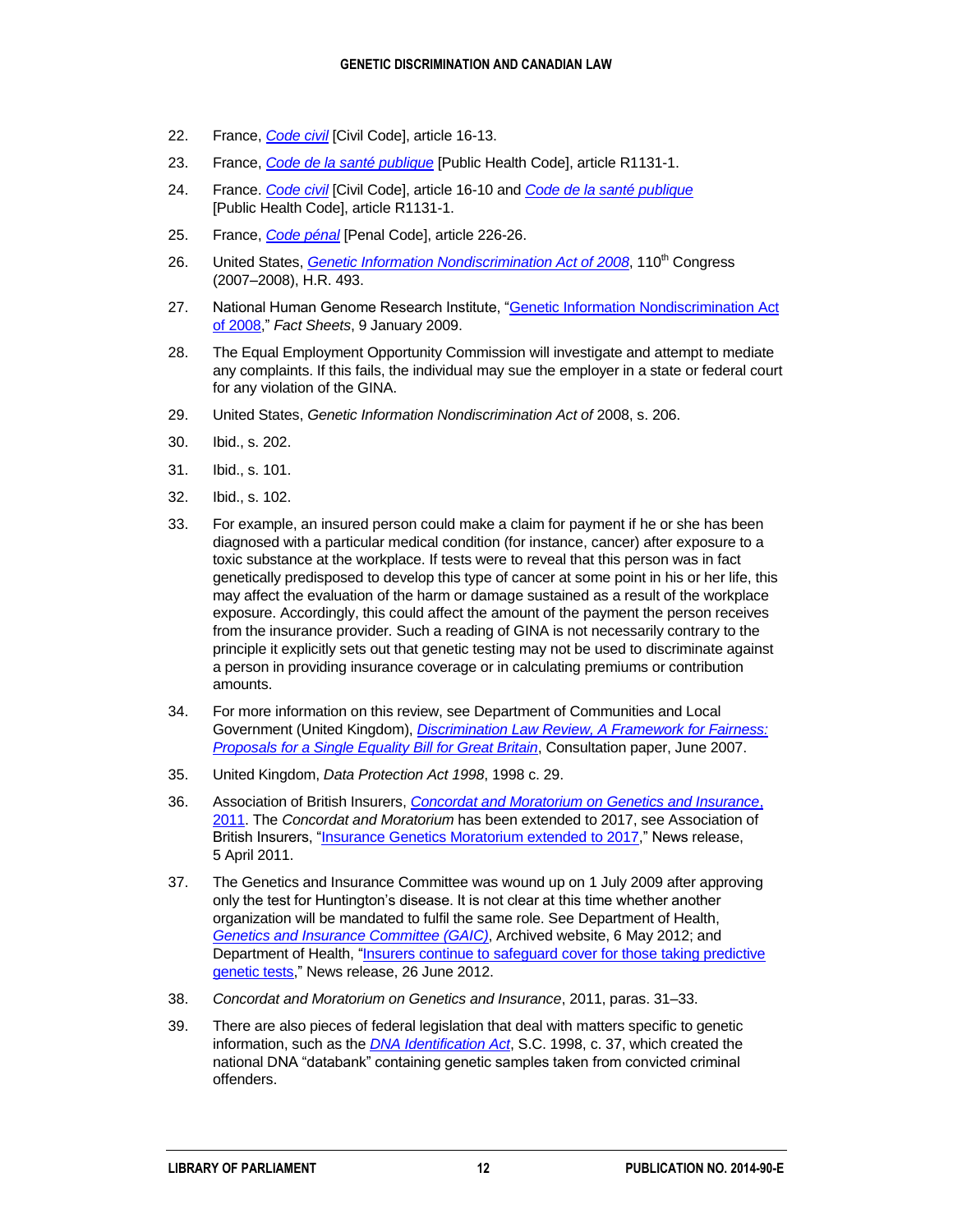22. France, *Code civil* [Civil Code], article 16-13.

23. France, *Code de la santé publique* [Public Health Code], article R1131-1.

24. France. *Code civil* [Civil Code], article 16-10 and *Code de la santé publique* [Public Health Code], article R1131-1.

25. France, *Code pénal* [Penal Code], article 226-26.

26. United States, *Genetic Information Nondiscrimination Act of 2008*, 110th Congress (2007–2008), H.R. 493.

27. National Human Genome Research Institute, "Genetic Information Nondiscrimination Act of 2008," *Fact Sheets*, 9 January 2009.

28. The Equal Employment Opportunity Commission will investigate and attempt to mediate any complaints. If this fails, the individual may sue the employer in a state or federal court for any violation of the GINA.

29. United States, *Genetic Information Nondiscrimination Act of* 2008, s. 206.

30. Ibid., s. 202.

31. Ibid., s. 101.

32. Ibid., s. 102.

33. For example, an insured person could make a claim for payment if he or she has been diagnosed with a particular medical condition (for instance, cancer) after exposure to a toxic substance at the workplace. If tests were to reveal that this person was in fact genetically predisposed to develop this type of cancer at some point in his or her life, this may affect the evaluation of the harm or damage sustained as a result of the workplace exposure. Accordingly, this could affect the amount of the payment the person receives from the insurance provider. Such a reading of GINA is not necessarily contrary to the principle it explicitly sets out that genetic testing may not be used to discriminate against a person in providing insurance coverage or in calculating premiums or contribution amounts.

34. For more information on this review, see Department of Communities and Local Government (United Kingdom), *Discrimination Law Review, A Framework for Fairness: Proposals for a Single Equality Bill for Great Britain*, Consultation paper, June 2007.

35. United Kingdom, *Data Protection Act 1998*, 1998 c. 29.

36. Association of British Insurers, *Concordat and Moratorium on Genetics and Insurance*, 2011. The *Concordat and Moratorium* has been extended to 2017, see Association of British Insurers, "Insurance Genetics Moratorium extended to 2017," News release, 5 April 2011.

37. The Genetics and Insurance Committee was wound up on 1 July 2009 after approving only the test for Huntington's disease. It is not clear at this time whether another organization will be mandated to fulfil the same role. See Department of Health, *Genetics and Insurance Committee (GAIC)*, Archived website, 6 May 2012; and Department of Health, "Insurers continue to safeguard cover for those taking predictive genetic tests," News release, 26 June 2012.

38. *Concordat and Moratorium on Genetics and Insurance*, 2011, paras. 31–33.

39. There are also pieces of federal legislation that deal with matters specific to genetic information, such as the *DNA Identification Act*, S.C. 1998, c. 37, which created the national DNA "databank" containing genetic samples taken from convicted criminal offenders.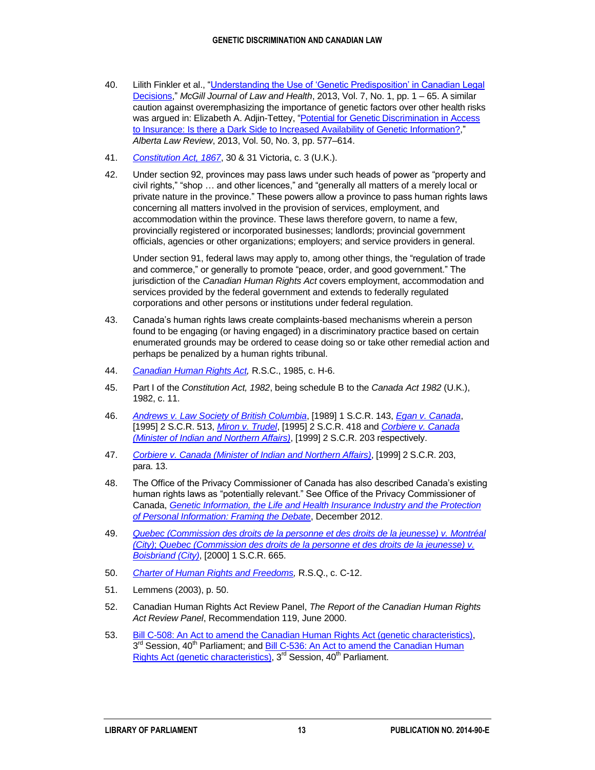40. Lilith Finkler et al., "Understanding the Use of 'Genetic Predisposition' in Canadian Legal Decisions," *McGill Journal of Law and Health*, 2013, Vol. 7, No. 1, pp. 1 – 65. A similar caution against overemphasizing the importance of genetic factors over other health risks was argued in: Elizabeth A. Adjin-Tettey, "Potential for Genetic Discrimination in Access to Insurance: Is there a Dark Side to Increased Availability of Genetic Information?," *Alberta Law Review*, 2013, Vol. 50, No. 3, pp. 577–614.

41. *Constitution Act, 1867*, 30 & 31 Victoria, c. 3 (U.K.).

42. Under section 92, provinces may pass laws under such heads of power as "property and civil rights," "shop … and other licences," and "generally all matters of a merely local or private nature in the province." These powers allow a province to pass human rights laws concerning all matters involved in the provision of services, employment, and accommodation within the province. These laws therefore govern, to name a few, provincially registered or incorporated businesses; landlords; provincial government officials, agencies or other organizations; employers; and service providers in general.

    Under section 91, federal laws may apply to, among other things, the "regulation of trade and commerce," or generally to promote "peace, order, and good government." The jurisdiction of the *Canadian Human Rights Act* covers employment, accommodation and services provided by the federal government and extends to federally regulated corporations and other persons or institutions under federal regulation.

43. Canada's human rights laws create complaints-based mechanisms wherein a person found to be engaging (or having engaged) in a discriminatory practice based on certain enumerated grounds may be ordered to cease doing so or take other remedial action and perhaps be penalized by a human rights tribunal.

44. *Canadian Human Rights Act,* R.S.C., 1985, c. H-6.

45. Part I of the *Constitution Act, 1982*, being schedule B to the *Canada Act 1982* (U.K.), 1982, c. 11.

46. *Andrews v. Law Society of British Columbia*, [1989] 1 S.C.R. 143, *Egan v. Canada*, [1995] 2 S.C.R. 513, *Miron v. Trudel*, [1995] 2 S.C.R. 418 and *Corbiere v. Canada (Minister of Indian and Northern Affairs)*, [1999] 2 S.C.R. 203 respectively.

47. *Corbiere v. Canada (Minister of Indian and Northern Affairs)*, [1999] 2 S.C.R. 203, para. 13.

48. The Office of the Privacy Commissioner of Canada has also described Canada's existing human rights laws as "potentially relevant." See Office of the Privacy Commissioner of Canada, *Genetic Information, the Life and Health Insurance Industry and the Protection of Personal Information: Framing the Debate*, December 2012.

49. *Quebec (Commission des droits de la personne et des droits de la jeunesse) v. Montréal (City); Quebec (Commission des droits de la personne et des droits de la jeunesse) v. Boisbriand (City)*, [2000] 1 S.C.R. 665.

50. *Charter of Human Rights and Freedoms,* R.S.Q., c. C-12.

51. Lemmens (2003), p. 50.

52. Canadian Human Rights Act Review Panel, *The Report of the Canadian Human Rights Act Review Panel*, Recommendation 119, June 2000.

53. Bill C-508: An Act to amend the Canadian Human Rights Act (genetic characteristics), 3rd Session, 40th Parliament; and Bill C-536: An Act to amend the Canadian Human Rights Act (genetic characteristics), 3rd Session, 40th Parliament.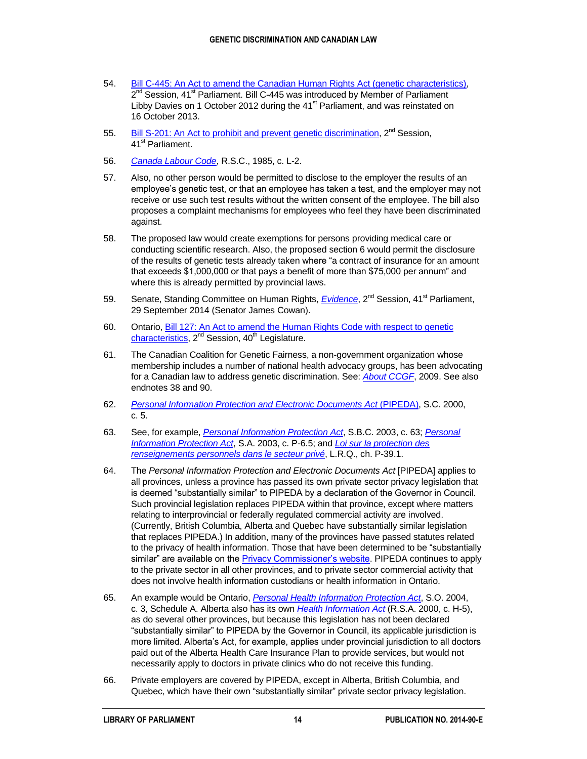54. [Bill C-445: An Act to amend the Canadian Human Rights Act (genetic characteristics)](), 2nd Session, 41st Parliament. Bill C-445 was introduced by Member of Parliament Libby Davies on 1 October 2012 during the 41st Parliament, and was reinstated on 16 October 2013.

55. Bill S-201: An Act to prohibit and prevent genetic discrimination, 2nd Session, 41st Parliament.

56. *Canada Labour Code*, R.S.C., 1985, c. L-2.

57. Also, no other person would be permitted to disclose to the employer the results of an employee's genetic test, or that an employee has taken a test, and the employer may not receive or use such test results without the written consent of the employee. The bill also proposes a complaint mechanisms for employees who feel they have been discriminated against.

58. The proposed law would create exemptions for persons providing medical care or conducting scientific research. Also, the proposed section 6 would permit the disclosure of the results of genetic tests already taken where "a contract of insurance for an amount that exceeds $1,000,000 or that pays a benefit of more than $75,000 per annum" and where this is already permitted by provincial laws.

59. Senate, Standing Committee on Human Rights, *Evidence*, 2nd Session, 41st Parliament, 29 September 2014 (Senator James Cowan).

60. Ontario, Bill 127: An Act to amend the Human Rights Code with respect to genetic characteristics, 2nd Session, 40th Legislature.

61. The Canadian Coalition for Genetic Fairness, a non-government organization whose membership includes a number of national health advocacy groups, has been advocating for a Canadian law to address genetic discrimination. See: *About CCGF*, 2009. See also endnotes 38 and 90.

62. *Personal Information Protection and Electronic Documents Act* (PIPEDA), S.C. 2000, c. 5.

63. See, for example, *Personal Information Protection Act*, S.B.C. 2003, c. 63; *Personal Information Protection Act*, S.A. 2003, c. P-6.5; and *Loi sur la protection des renseignements personnels dans le secteur privé*, L.R.Q., ch. P-39.1.

64. The *Personal Information Protection and Electronic Documents Act* [PIPEDA] applies to all provinces, unless a province has passed its own private sector privacy legislation that is deemed "substantially similar" to PIPEDA by a declaration of the Governor in Council. Such provincial legislation replaces PIPEDA within that province, except where matters relating to interprovincial or federally regulated commercial activity are involved. (Currently, British Columbia, Alberta and Quebec have substantially similar legislation that replaces PIPEDA.) In addition, many of the provinces have passed statutes related to the privacy of health information. Those that have been determined to be "substantially similar" are available on the Privacy Commissioner's website. PIPEDA continues to apply to the private sector in all other provinces, and to private sector commercial activity that does not involve health information custodians or health information in Ontario.

65. An example would be Ontario, *Personal Health Information Protection Act*, S.O. 2004, c. 3, Schedule A. Alberta also has its own *Health Information Act* (R.S.A. 2000, c. H-5), as do several other provinces, but because this legislation has not been declared "substantially similar" to PIPEDA by the Governor in Council, its applicable jurisdiction is more limited. Alberta's Act, for example, applies under provincial jurisdiction to all doctors paid out of the Alberta Health Care Insurance Plan to provide services, but would not necessarily apply to doctors in private clinics who do not receive this funding.

66. Private employers are covered by PIPEDA, except in Alberta, British Columbia, and Quebec, which have their own "substantially similar" private sector privacy legislation.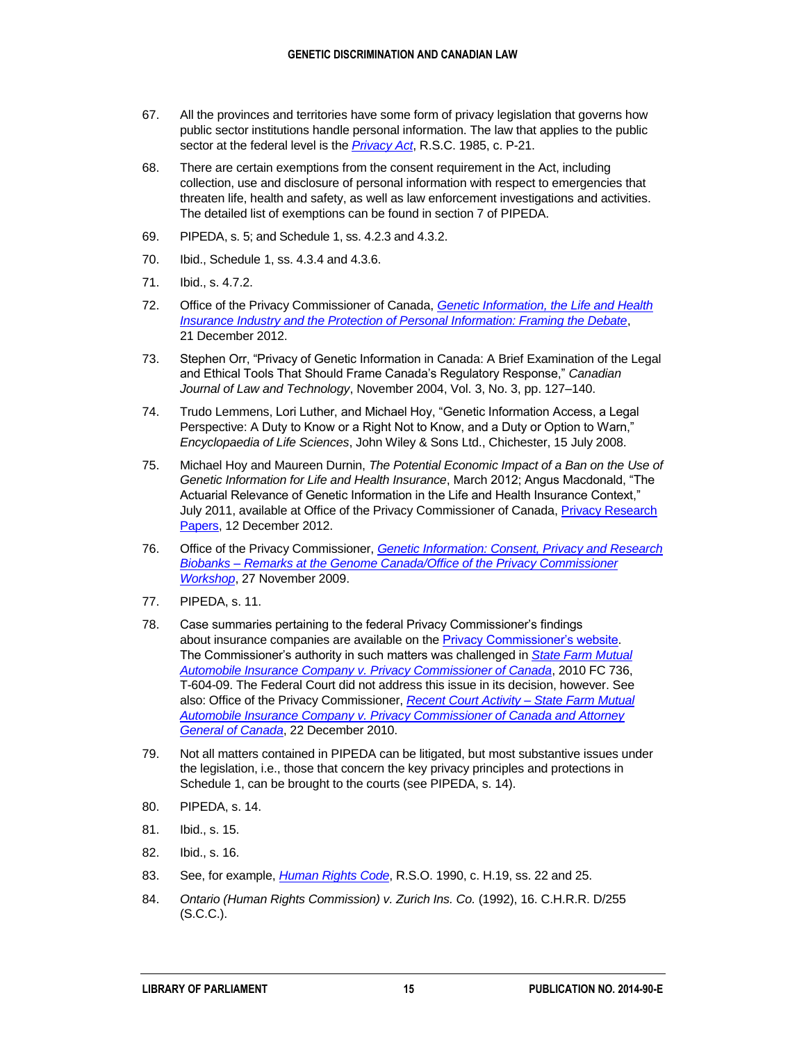67. All the provinces and territories have some form of privacy legislation that governs how public sector institutions handle personal information. The law that applies to the public sector at the federal level is the *Privacy Act*, R.S.C. 1985, c. P-21.

68. There are certain exemptions from the consent requirement in the Act, including collection, use and disclosure of personal information with respect to emergencies that threaten life, health and safety, as well as law enforcement investigations and activities. The detailed list of exemptions can be found in section 7 of PIPEDA.

69. PIPEDA, s. 5; and Schedule 1, ss. 4.2.3 and 4.3.2.

70. Ibid., Schedule 1, ss. 4.3.4 and 4.3.6.

71. Ibid., s. 4.7.2.

72. Office of the Privacy Commissioner of Canada, *Genetic Information, the Life and Health Insurance Industry and the Protection of Personal Information: Framing the Debate*, 21 December 2012.

73. Stephen Orr, "Privacy of Genetic Information in Canada: A Brief Examination of the Legal and Ethical Tools That Should Frame Canada's Regulatory Response," *Canadian Journal of Law and Technology*, November 2004, Vol. 3, No. 3, pp. 127–140.

74. Trudo Lemmens, Lori Luther, and Michael Hoy, "Genetic Information Access, a Legal Perspective: A Duty to Know or a Right Not to Know, and a Duty or Option to Warn," *Encyclopaedia of Life Sciences*, John Wiley & Sons Ltd., Chichester, 15 July 2008.

75. Michael Hoy and Maureen Durnin, *The Potential Economic Impact of a Ban on the Use of Genetic Information for Life and Health Insurance*, March 2012; Angus Macdonald, "The Actuarial Relevance of Genetic Information in the Life and Health Insurance Context," July 2011, available at Office of the Privacy Commissioner of Canada, Privacy Research Papers, 12 December 2012.

76. Office of the Privacy Commissioner, *Genetic Information: Consent, Privacy and Research Biobanks – Remarks at the Genome Canada/Office of the Privacy Commissioner Workshop*, 27 November 2009.

77. PIPEDA, s. 11.

78. Case summaries pertaining to the federal Privacy Commissioner's findings about insurance companies are available on the Privacy Commissioner's website. The Commissioner's authority in such matters was challenged in *State Farm Mutual Automobile Insurance Company v. Privacy Commissioner of Canada*, 2010 FC 736, T-604-09. The Federal Court did not address this issue in its decision, however. See also: Office of the Privacy Commissioner, *Recent Court Activity – State Farm Mutual Automobile Insurance Company v. Privacy Commissioner of Canada and Attorney General of Canada*, 22 December 2010.

79. Not all matters contained in PIPEDA can be litigated, but most substantive issues under the legislation, i.e., those that concern the key privacy principles and protections in Schedule 1, can be brought to the courts (see PIPEDA, s. 14).

80. PIPEDA, s. 14.

81. Ibid., s. 15.

82. Ibid., s. 16.

83. See, for example, *Human Rights Code*, R.S.O. 1990, c. H.19, ss. 22 and 25.

84. *Ontario (Human Rights Commission) v. Zurich Ins. Co.* (1992), 16. C.H.R.R. D/255 (S.C.C.).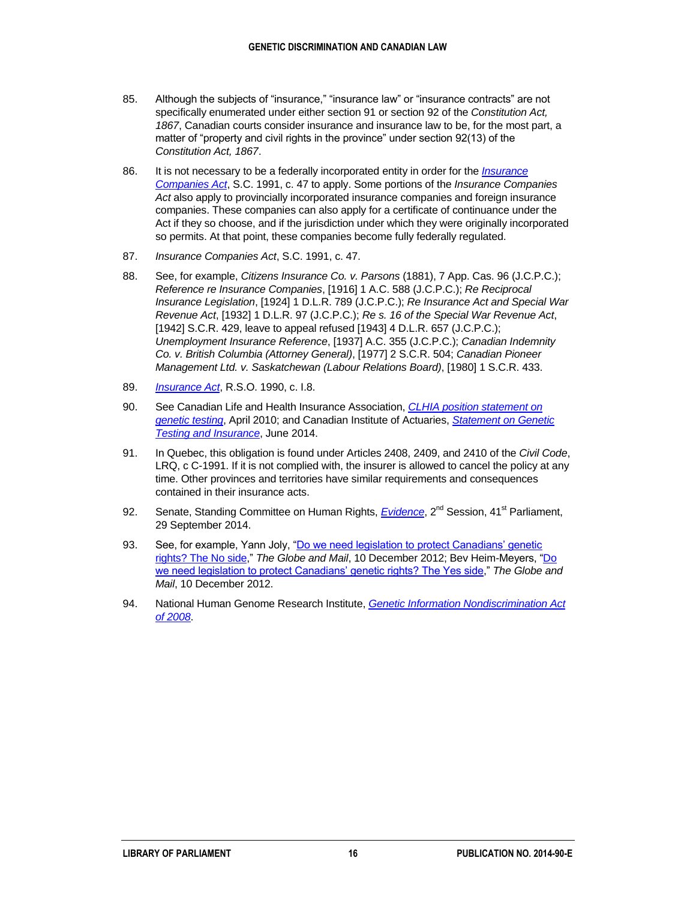85. Although the subjects of "insurance," "insurance law" or "insurance contracts" are not specifically enumerated under either section 91 or section 92 of the *Constitution Act, 1867*, Canadian courts consider insurance and insurance law to be, for the most part, a matter of "property and civil rights in the province" under section 92(13) of the *Constitution Act, 1867*.

86. It is not necessary to be a federally incorporated entity in order for the *Insurance Companies Act*, S.C. 1991, c. 47 to apply. Some portions of the *Insurance Companies Act* also apply to provincially incorporated insurance companies and foreign insurance companies. These companies can also apply for a certificate of continuance under the Act if they so choose, and if the jurisdiction under which they were originally incorporated so permits. At that point, these companies become fully federally regulated.

87. *Insurance Companies Act*, S.C. 1991, c. 47.

88. See, for example, *Citizens Insurance Co. v. Parsons* (1881), 7 App. Cas. 96 (J.C.P.C.); *Reference re Insurance Companies*, [1916] 1 A.C. 588 (J.C.P.C.); *Re Reciprocal Insurance Legislation*, [1924] 1 D.L.R. 789 (J.C.P.C.); *Re Insurance Act and Special War Revenue Act*, [1932] 1 D.L.R. 97 (J.C.P.C.); *Re s. 16 of the Special War Revenue Act*, [1942] S.C.R. 429, leave to appeal refused [1943] 4 D.L.R. 657 (J.C.P.C.); *Unemployment Insurance Reference*, [1937] A.C. 355 (J.C.P.C.); *Canadian Indemnity Co. v. British Columbia (Attorney General)*, [1977] 2 S.C.R. 504; *Canadian Pioneer Management Ltd. v. Saskatchewan (Labour Relations Board)*, [1980] 1 S.C.R. 433.

89. *Insurance Act*, R.S.O. 1990, c. I.8.

90. See Canadian Life and Health Insurance Association, *CLHIA position statement on genetic testing*, April 2010; and Canadian Institute of Actuaries, *Statement on Genetic Testing and Insurance*, June 2014.

91. In Quebec, this obligation is found under Articles 2408, 2409, and 2410 of the *Civil Code*, LRQ, c C-1991. If it is not complied with, the insurer is allowed to cancel the policy at any time. Other provinces and territories have similar requirements and consequences contained in their insurance acts.

92. Senate, Standing Committee on Human Rights, *Evidence*, 2nd Session, 41st Parliament, 29 September 2014.

93. See, for example, Yann Joly, "Do we need legislation to protect Canadians' genetic rights? The No side," *The Globe and Mail*, 10 December 2012; Bev Heim-Meyers, "Do we need legislation to protect Canadians' genetic rights? The Yes side," *The Globe and Mail*, 10 December 2012.

94. National Human Genome Research Institute, *Genetic Information Nondiscrimination Act of 2008*.